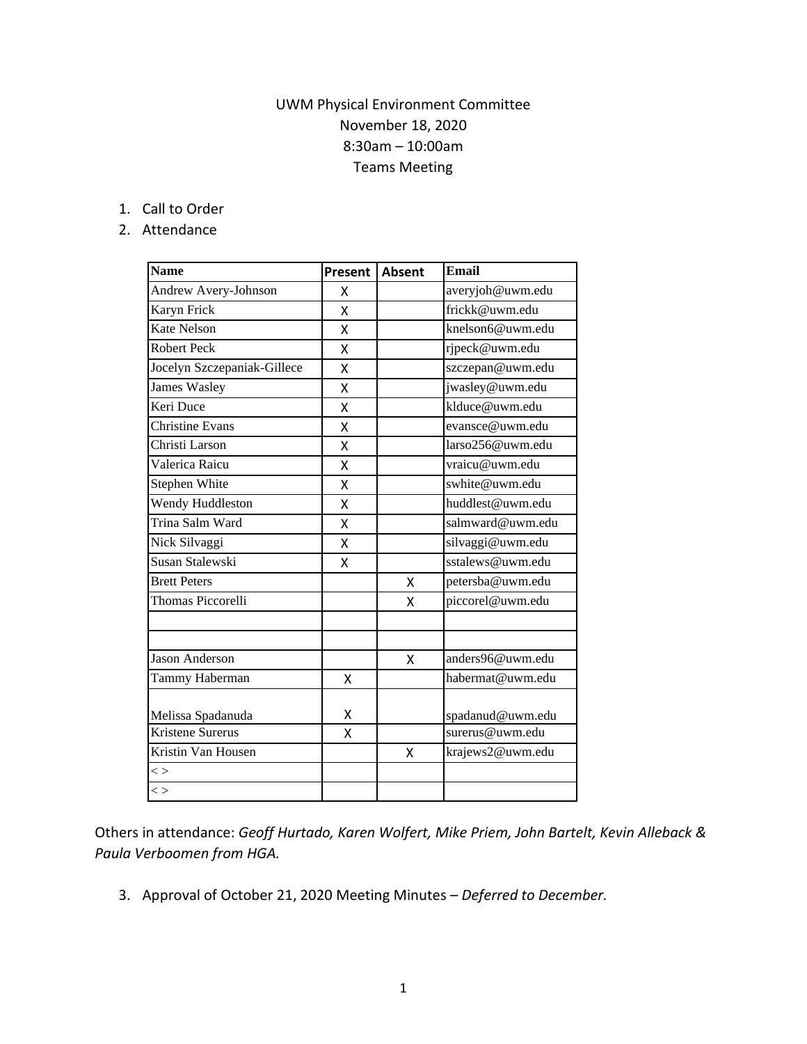UWM Physical Environment Committee
November 18, 2020
8:30am – 10:00am
Teams Meeting

1. Call to Order
2. Attendance

| Name | Present | Absent | Email |
|---|---|---|---|
| Andrew Avery-Johnson | X | | averyjoh@uwm.edu |
| Karyn Frick | X | | frickk@uwm.edu |
| Kate Nelson | X | | knelson6@uwm.edu |
| Robert Peck | X | | rjpeck@uwm.edu |
| Jocelyn Szczepaniak-Gillece | X | | szczepan@uwm.edu |
| James Wasley | X | | jwasley@uwm.edu |
| Keri Duce | X | | klduce@uwm.edu |
| Christine Evans | X | | evansce@uwm.edu |
| Christi Larson | X | | larso256@uwm.edu |
| Valerica Raicu | X | | vraicu@uwm.edu |
| Stephen White | X | | swhite@uwm.edu |
| Wendy Huddleston | X | | huddlest@uwm.edu |
| Trina Salm Ward | X | | salmward@uwm.edu |
| Nick Silvaggi | X | | silvaggi@uwm.edu |
| Susan Stalewski | X | | sstalews@uwm.edu |
| Brett Peters | | X | petersba@uwm.edu |
| Thomas Piccorelli | | X | piccorel@uwm.edu |
| | | | |
| | | | |
| Jason Anderson | | X | anders96@uwm.edu |
| Tammy Haberman | X | | habermat@uwm.edu |
| Melissa Spadanuda | X | | spadanud@uwm.edu |
| Kristene Surerus | X | | surerus@uwm.edu |
| Kristin Van Housen | | X | krajews2@uwm.edu |
| < > | | | |
| < > | | | |

Others in attendance: *Geoff Hurtado, Karen Wolfert, Mike Priem, John Bartelt, Kevin Alleback & Paula Verboomen from HGA.*

3. Approval of October 21, 2020 Meeting Minutes – *Deferred to December.*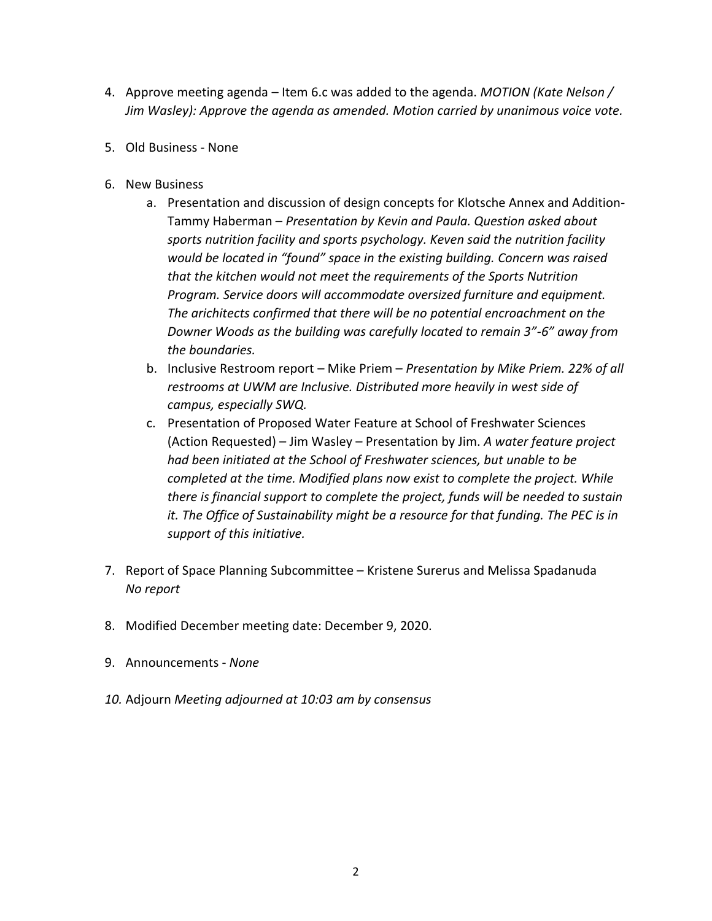4. Approve meeting agenda – Item 6.c was added to the agenda. *MOTION (Kate Nelson / Jim Wasley): Approve the agenda as amended. Motion carried by unanimous voice vote.*

5. Old Business - None

6. New Business
   a. Presentation and discussion of design concepts for Klotsche Annex and Addition- Tammy Haberman – *Presentation by Kevin and Paula. Question asked about sports nutrition facility and sports psychology. Keven said the nutrition facility would be located in "found" space in the existing building. Concern was raised that the kitchen would not meet the requirements of the Sports Nutrition Program. Service doors will accommodate oversized furniture and equipment. The arichitects confirmed that there will be no potential encroachment on the Downer Woods as the building was carefully located to remain 3"-6" away from the boundaries.*
   b. Inclusive Restroom report – Mike Priem – *Presentation by Mike Priem. 22% of all restrooms at UWM are Inclusive. Distributed more heavily in west side of campus, especially SWQ.*
   c. Presentation of Proposed Water Feature at School of Freshwater Sciences (Action Requested) – Jim Wasley – Presentation by Jim. *A water feature project had been initiated at the School of Freshwater sciences, but unable to be completed at the time. Modified plans now exist to complete the project. While there is financial support to complete the project, funds will be needed to sustain it. The Office of Sustainability might be a resource for that funding. The PEC is in support of this initiative.*

7. Report of Space Planning Subcommittee – Kristene Surerus and Melissa Spadanuda
   *No report*

8. Modified December meeting date: December 9, 2020.

9. Announcements - *None*

10. Adjourn *Meeting adjourned at 10:03 am by consensus*